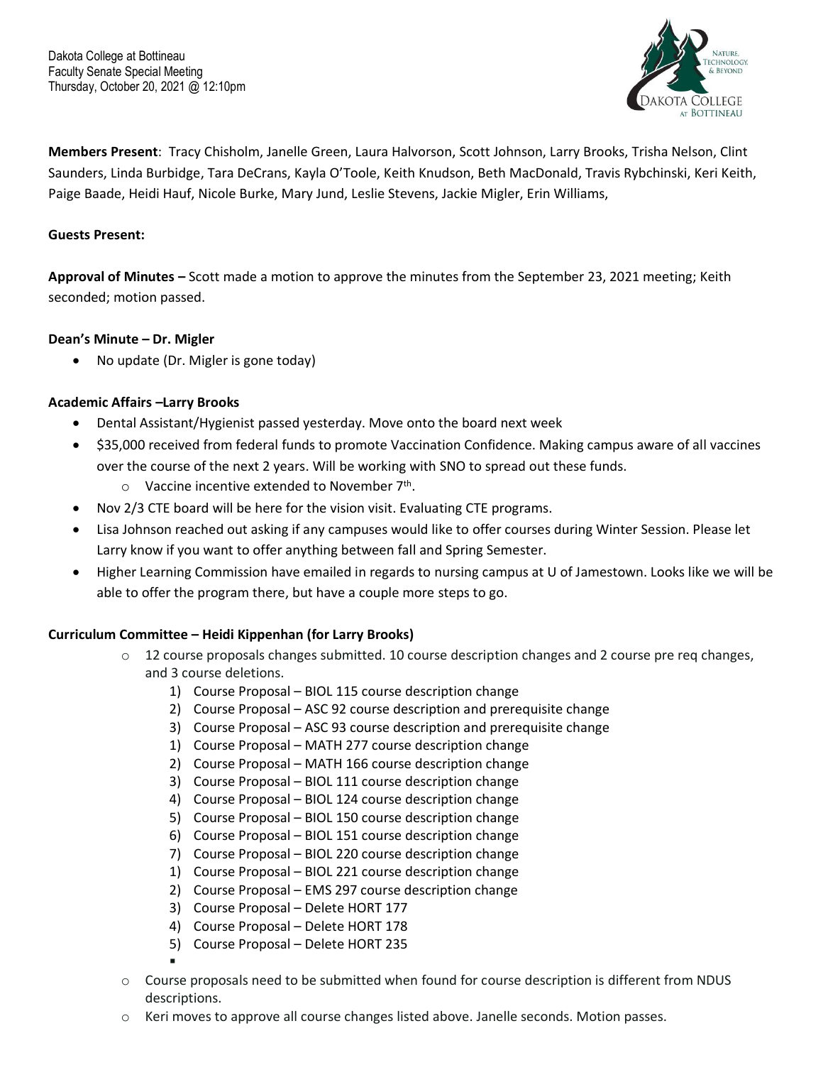Dakota College at Bottineau
Faculty Senate Special Meeting
Thursday, October 20, 2021 @ 12:10pm

**Members Present**: Tracy Chisholm, Janelle Green, Laura Halvorson, Scott Johnson, Larry Brooks, Trisha Nelson, Clint Saunders, Linda Burbidge, Tara DeCrans, Kayla O'Toole, Keith Knudson, Beth MacDonald, Travis Rybchinski, Keri Keith, Paige Baade, Heidi Hauf, Nicole Burke, Mary Jund, Leslie Stevens, Jackie Migler, Erin Williams,

**Guests Present:**

**Approval of Minutes –** Scott made a motion to approve the minutes from the September 23, 2021 meeting; Keith seconded; motion passed.

**Dean's Minute – Dr. Migler**

- No update (Dr. Migler is gone today)

**Academic Affairs –Larry Brooks**

- Dental Assistant/Hygienist passed yesterday. Move onto the board next week
- $35,000 received from federal funds to promote Vaccination Confidence. Making campus aware of all vaccines over the course of the next 2 years. Will be working with SNO to spread out these funds.
  - Vaccine incentive extended to November 7th.
- Nov 2/3 CTE board will be here for the vision visit. Evaluating CTE programs.
- Lisa Johnson reached out asking if any campuses would like to offer courses during Winter Session. Please let Larry know if you want to offer anything between fall and Spring Semester.
- Higher Learning Commission have emailed in regards to nursing campus at U of Jamestown. Looks like we will be able to offer the program there, but have a couple more steps to go.

**Curriculum Committee – Heidi Kippenhan (for Larry Brooks)**

- 12 course proposals changes submitted. 10 course description changes and 2 course pre req changes, and 3 course deletions.
  1) Course Proposal – BIOL 115 course description change
  2) Course Proposal – ASC 92 course description and prerequisite change
  3) Course Proposal – ASC 93 course description and prerequisite change
  1) Course Proposal – MATH 277 course description change
  2) Course Proposal – MATH 166 course description change
  3) Course Proposal – BIOL 111 course description change
  4) Course Proposal – BIOL 124 course description change
  5) Course Proposal – BIOL 150 course description change
  6) Course Proposal – BIOL 151 course description change
  7) Course Proposal – BIOL 220 course description change
  1) Course Proposal – BIOL 221 course description change
  2) Course Proposal – EMS 297 course description change
  3) Course Proposal – Delete HORT 177
  4) Course Proposal – Delete HORT 178
  5) Course Proposal – Delete HORT 235
- Course proposals need to be submitted when found for course description is different from NDUS descriptions.
- Keri moves to approve all course changes listed above. Janelle seconds. Motion passes.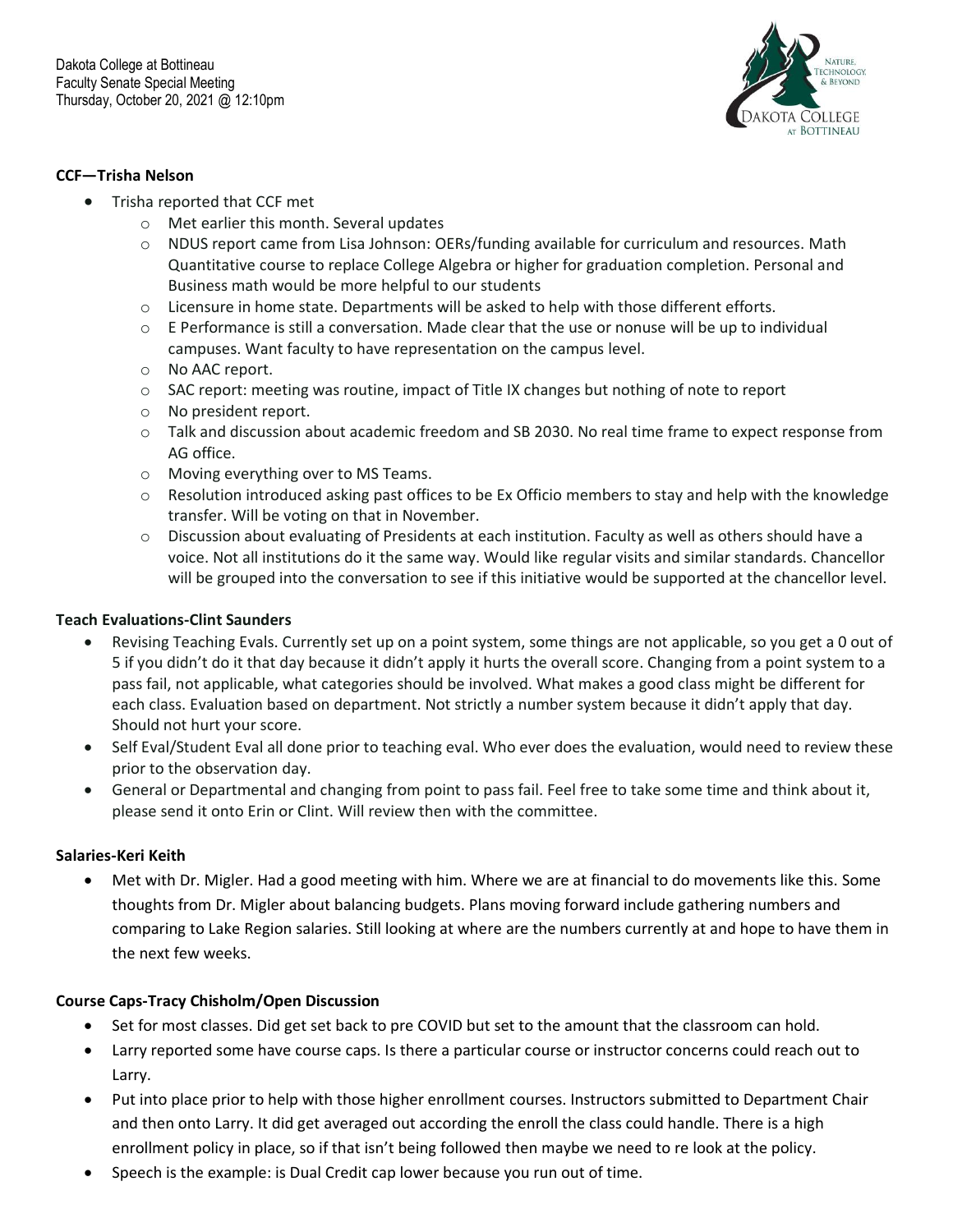Dakota College at Bottineau
Faculty Senate Special Meeting
Thursday, October 20, 2021 @ 12:10pm

**CCF—Trisha Nelson**

- Trisha reported that CCF met
  - Met earlier this month. Several updates
  - NDUS report came from Lisa Johnson: OERs/funding available for curriculum and resources. Math Quantitative course to replace College Algebra or higher for graduation completion. Personal and Business math would be more helpful to our students
  - Licensure in home state. Departments will be asked to help with those different efforts.
  - E Performance is still a conversation. Made clear that the use or nonuse will be up to individual campuses. Want faculty to have representation on the campus level.
  - No AAC report.
  - SAC report: meeting was routine, impact of Title IX changes but nothing of note to report
  - No president report.
  - Talk and discussion about academic freedom and SB 2030. No real time frame to expect response from AG office.
  - Moving everything over to MS Teams.
  - Resolution introduced asking past offices to be Ex Officio members to stay and help with the knowledge transfer. Will be voting on that in November.
  - Discussion about evaluating of Presidents at each institution. Faculty as well as others should have a voice. Not all institutions do it the same way. Would like regular visits and similar standards. Chancellor will be grouped into the conversation to see if this initiative would be supported at the chancellor level.

**Teach Evaluations-Clint Saunders**

- Revising Teaching Evals. Currently set up on a point system, some things are not applicable, so you get a 0 out of 5 if you didn't do it that day because it didn't apply it hurts the overall score. Changing from a point system to a pass fail, not applicable, what categories should be involved. What makes a good class might be different for each class. Evaluation based on department. Not strictly a number system because it didn't apply that day. Should not hurt your score.
- Self Eval/Student Eval all done prior to teaching eval. Who ever does the evaluation, would need to review these prior to the observation day.
- General or Departmental and changing from point to pass fail. Feel free to take some time and think about it, please send it onto Erin or Clint. Will review then with the committee.

**Salaries-Keri Keith**

- Met with Dr. Migler. Had a good meeting with him. Where we are at financial to do movements like this. Some thoughts from Dr. Migler about balancing budgets. Plans moving forward include gathering numbers and comparing to Lake Region salaries. Still looking at where are the numbers currently at and hope to have them in the next few weeks.

**Course Caps-Tracy Chisholm/Open Discussion**

- Set for most classes. Did get set back to pre COVID but set to the amount that the classroom can hold.
- Larry reported some have course caps. Is there a particular course or instructor concerns could reach out to Larry.
- Put into place prior to help with those higher enrollment courses. Instructors submitted to Department Chair and then onto Larry. It did get averaged out according the enroll the class could handle. There is a high enrollment policy in place, so if that isn't being followed then maybe we need to re look at the policy.
- Speech is the example: is Dual Credit cap lower because you run out of time.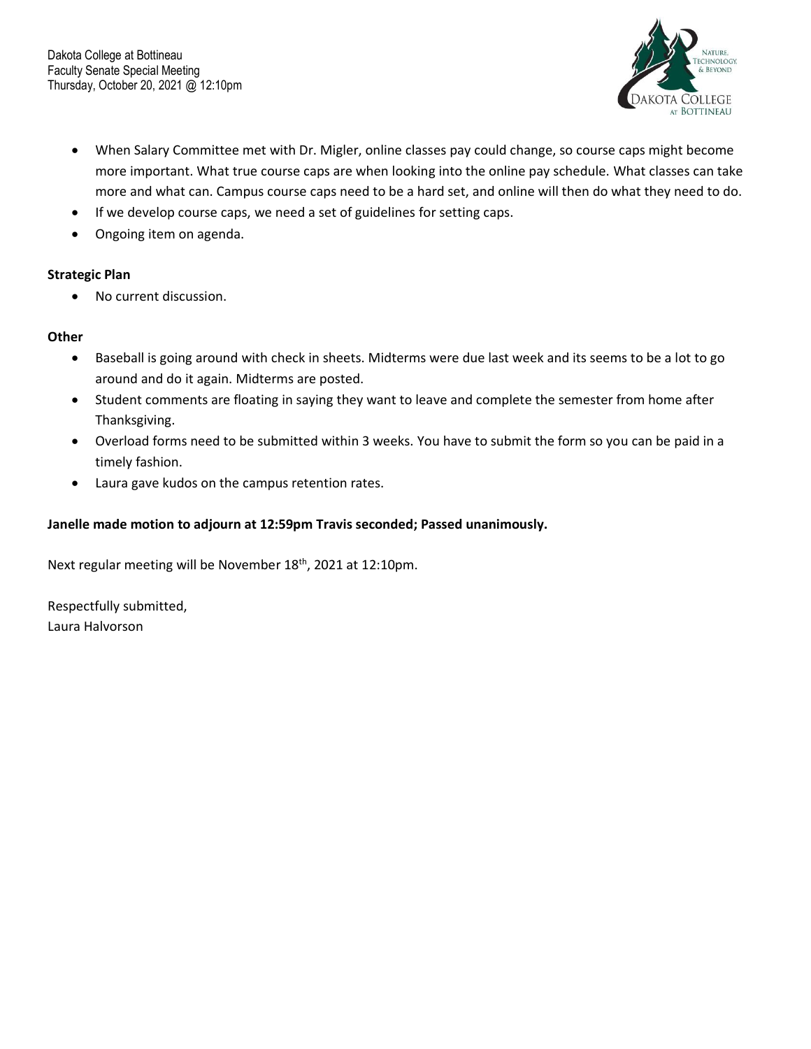- When Salary Committee met with Dr. Migler, online classes pay could change, so course caps might become more important. What true course caps are when looking into the online pay schedule. What classes can take more and what can. Campus course caps need to be a hard set, and online will then do what they need to do.
- If we develop course caps, we need a set of guidelines for setting caps.
- Ongoing item on agenda.

**Strategic Plan**

- No current discussion.

**Other**

- Baseball is going around with check in sheets. Midterms were due last week and its seems to be a lot to go around and do it again. Midterms are posted.
- Student comments are floating in saying they want to leave and complete the semester from home after Thanksgiving.
- Overload forms need to be submitted within 3 weeks. You have to submit the form so you can be paid in a timely fashion.
- Laura gave kudos on the campus retention rates.

**Janelle made motion to adjourn at 12:59pm Travis seconded; Passed unanimously.**

Next regular meeting will be November 18th, 2021 at 12:10pm.

Respectfully submitted,
Laura Halvorson